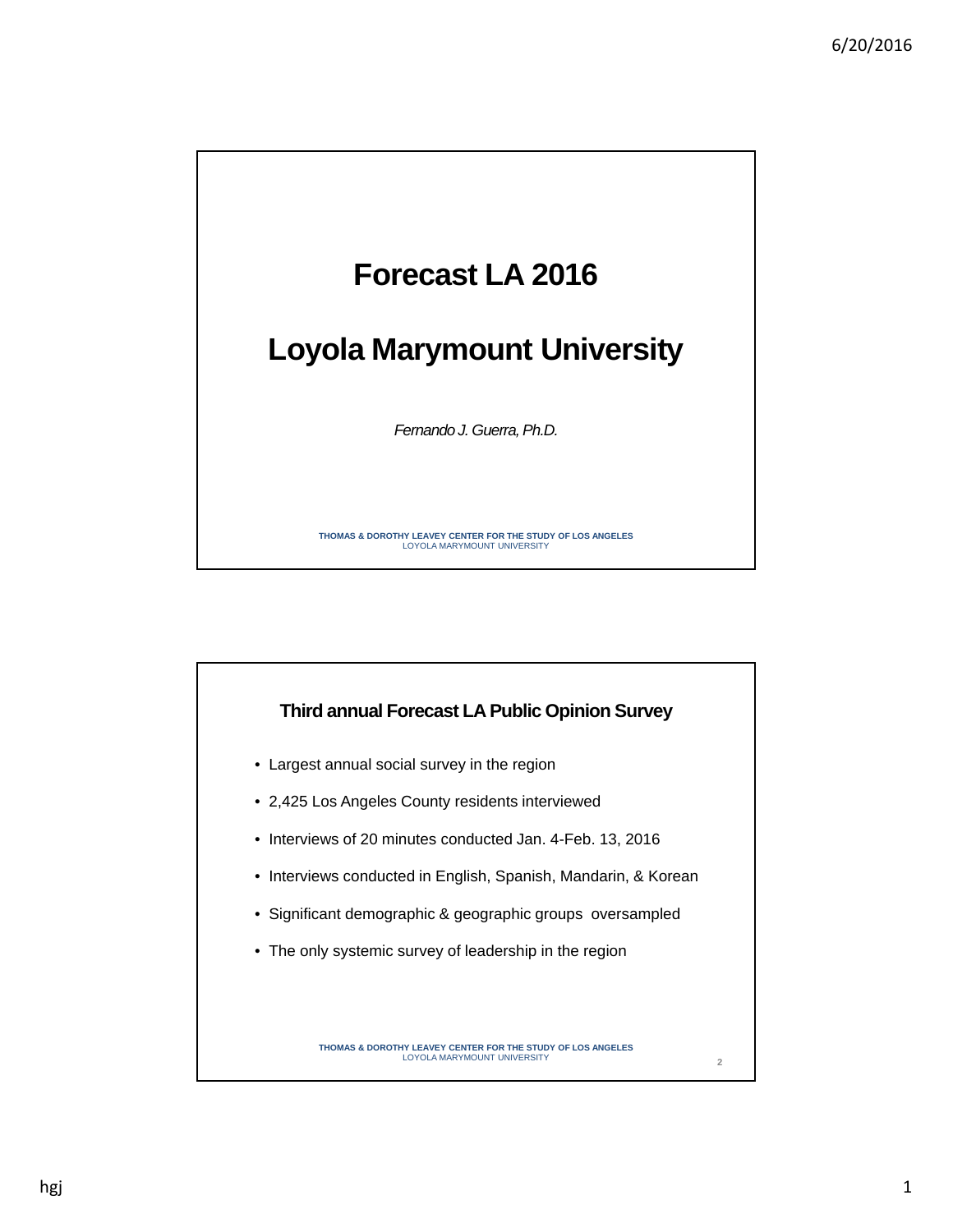# Forecast LA 2016

# Loyola Marymount University

*Fernando J. Guerra, Ph.D.*

**THOMAS & DOROTHY LEAVEY CENTER FOR THE STUDY OF LOS ANGELES**
LOYOLA MARYMOUNT UNIVERSITY

## Third annual Forecast LA Public Opinion Survey

- Largest annual social survey in the region
- 2,425 Los Angeles County residents interviewed
- Interviews of 20 minutes conducted Jan. 4-Feb. 13, 2016
- Interviews conducted in English, Spanish, Mandarin, & Korean
- Significant demographic & geographic groups oversampled
- The only systemic survey of leadership in the region

**THOMAS & DOROTHY LEAVEY CENTER FOR THE STUDY OF LOS ANGELES**
LOYOLA MARYMOUNT UNIVERSITY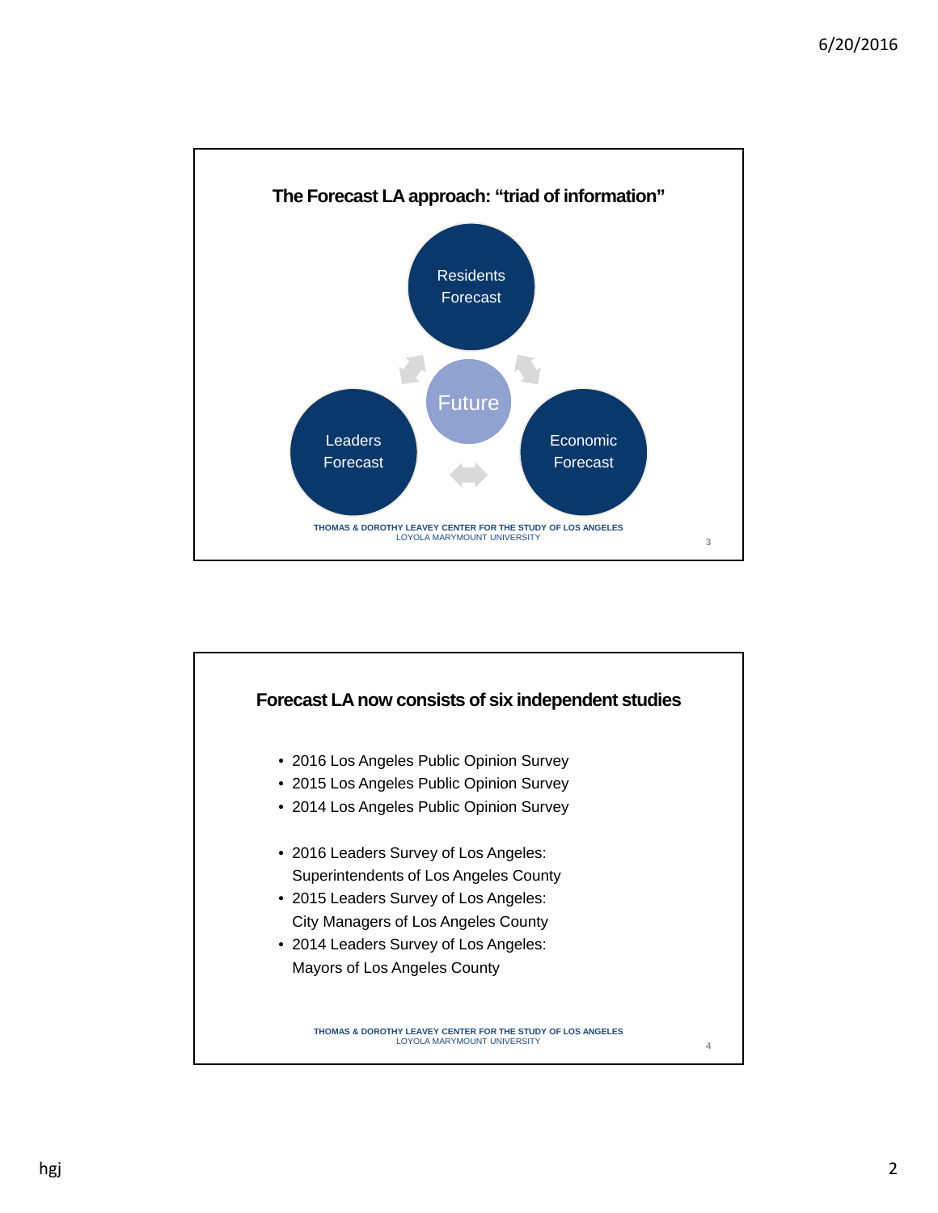## The Forecast LA approach: "triad of information"

Residents Forecast

Future

Leaders Forecast

Economic Forecast

THOMAS & DOROTHY LEAVEY CENTER FOR THE STUDY OF LOS ANGELES
LOYOLA MARYMOUNT UNIVERSITY

## Forecast LA now consists of six independent studies

- 2016 Los Angeles Public Opinion Survey
- 2015 Los Angeles Public Opinion Survey
- 2014 Los Angeles Public Opinion Survey

- 2016 Leaders Survey of Los Angeles: Superintendents of Los Angeles County
- 2015 Leaders Survey of Los Angeles: City Managers of Los Angeles County
- 2014 Leaders Survey of Los Angeles: Mayors of Los Angeles County

THOMAS & DOROTHY LEAVEY CENTER FOR THE STUDY OF LOS ANGELES
LOYOLA MARYMOUNT UNIVERSITY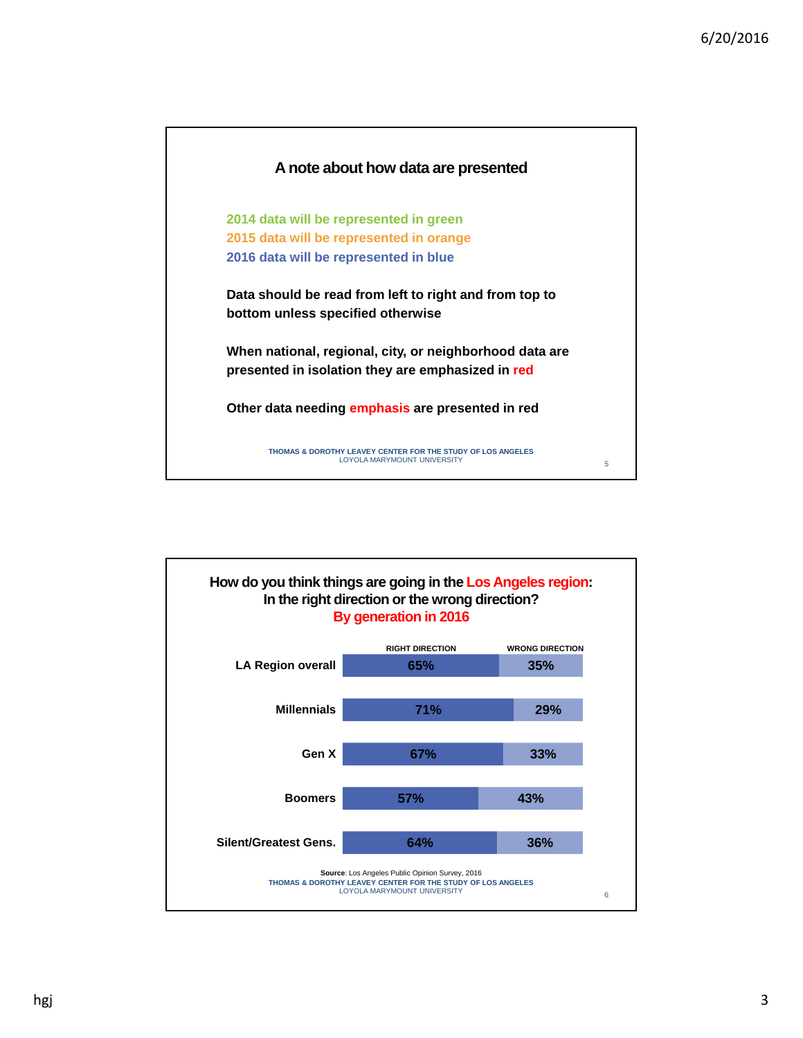## A note about how data are presented

2014 data will be represented in green
2015 data will be represented in orange
2016 data will be represented in blue

**Data should be read from left to right and from top to bottom unless specified otherwise**

**When national, regional, city, or neighborhood data are presented in isolation they are emphasized in red**

**Other data needing emphasis are presented in red**

THOMAS & DOROTHY LEAVEY CENTER FOR THE STUDY OF LOS ANGELES
LOYOLA MARYMOUNT UNIVERSITY

## How do you think things are going in the Los Angeles region: In the right direction or the wrong direction? By generation in 2016

| | RIGHT DIRECTION | WRONG DIRECTION |
|---|---|---|
| LA Region overall | 65% | 35% |
| Millennials | 71% | 29% |
| Gen X | 67% | 33% |
| Boomers | 57% | 43% |
| Silent/Greatest Gens. | 64% | 36% |

**Source**: Los Angeles Public Opinion Survey, 2016
THOMAS & DOROTHY LEAVEY CENTER FOR THE STUDY OF LOS ANGELES
LOYOLA MARYMOUNT UNIVERSITY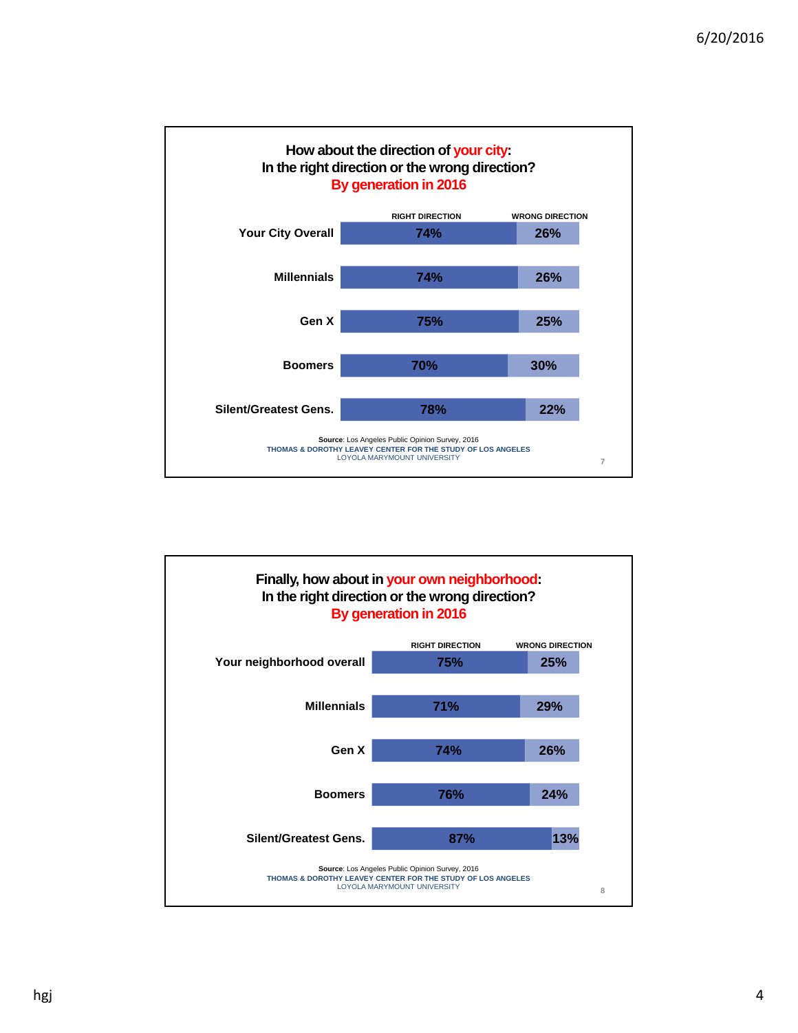## How about the direction of your city: In the right direction or the wrong direction? By generation in 2016

| | RIGHT DIRECTION | WRONG DIRECTION |
|---|---|---|
| Your City Overall | 74% | 26% |
| Millennials | 74% | 26% |
| Gen X | 75% | 25% |
| Boomers | 70% | 30% |
| Silent/Greatest Gens. | 78% | 22% |

**Source**: Los Angeles Public Opinion Survey, 2016
THOMAS & DOROTHY LEAVEY CENTER FOR THE STUDY OF LOS ANGELES
LOYOLA MARYMOUNT UNIVERSITY

## Finally, how about in your own neighborhood: In the right direction or the wrong direction? By generation in 2016

| | RIGHT DIRECTION | WRONG DIRECTION |
|---|---|---|
| Your neighborhood overall | 75% | 25% |
| Millennials | 71% | 29% |
| Gen X | 74% | 26% |
| Boomers | 76% | 24% |
| Silent/Greatest Gens. | 87% | 13% |

**Source**: Los Angeles Public Opinion Survey, 2016
THOMAS & DOROTHY LEAVEY CENTER FOR THE STUDY OF LOS ANGELES
LOYOLA MARYMOUNT UNIVERSITY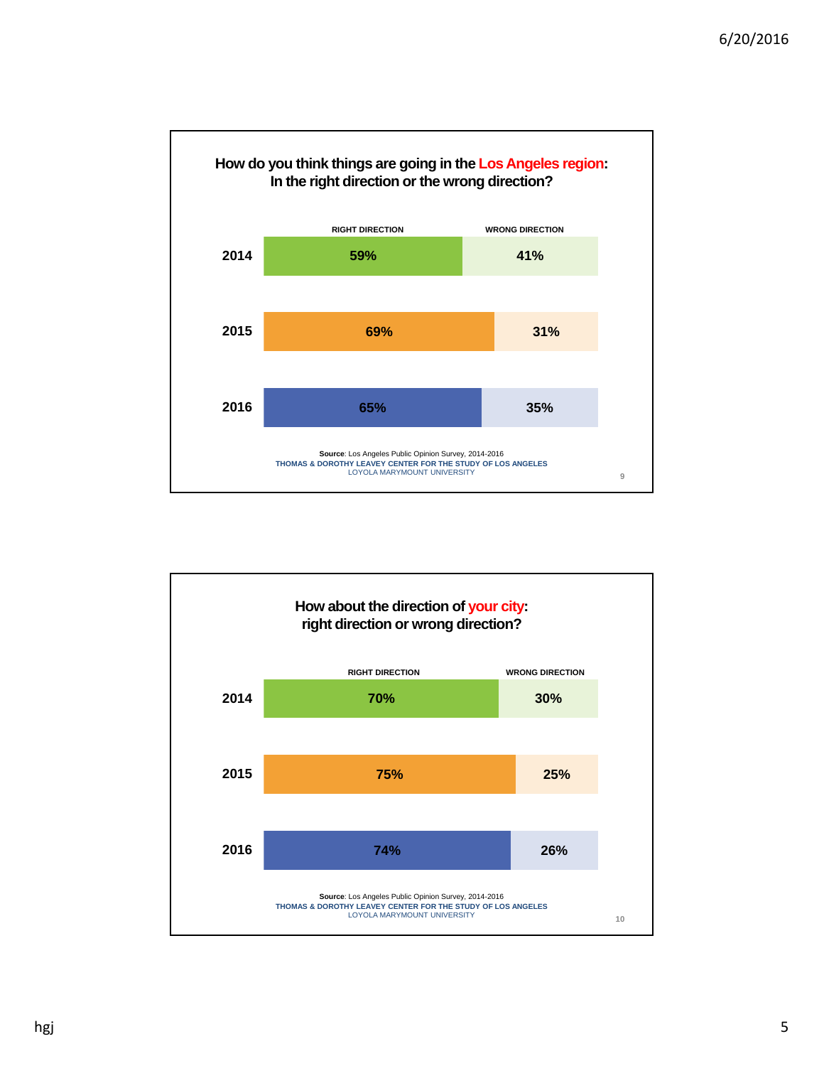## How do you think things are going in the Los Angeles region: In the right direction or the wrong direction?

| | RIGHT DIRECTION | WRONG DIRECTION |
|---|---|---|
| 2014 | 59% | 41% |
| 2015 | 69% | 31% |
| 2016 | 65% | 35% |

**Source**: Los Angeles Public Opinion Survey, 2014-2016
THOMAS & DOROTHY LEAVEY CENTER FOR THE STUDY OF LOS ANGELES
LOYOLA MARYMOUNT UNIVERSITY

## How about the direction of your city: right direction or wrong direction?

| | RIGHT DIRECTION | WRONG DIRECTION |
|---|---|---|
| 2014 | 70% | 30% |
| 2015 | 75% | 25% |
| 2016 | 74% | 26% |

**Source**: Los Angeles Public Opinion Survey, 2014-2016
THOMAS & DOROTHY LEAVEY CENTER FOR THE STUDY OF LOS ANGELES
LOYOLA MARYMOUNT UNIVERSITY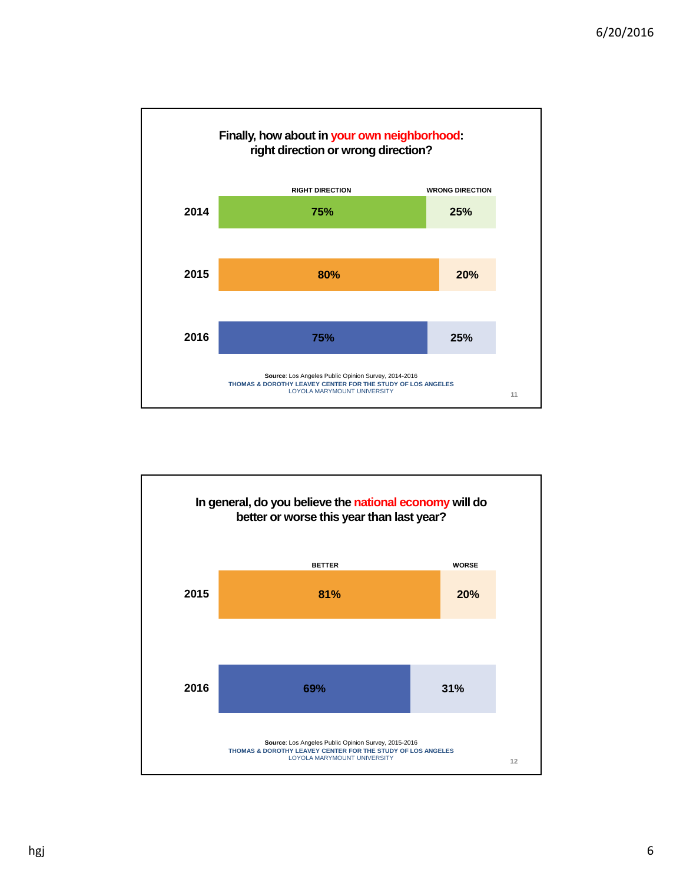## Finally, how about in your own neighborhood: right direction or wrong direction?

| | RIGHT DIRECTION | WRONG DIRECTION |
|---|---|---|
| 2014 | 75% | 25% |
| 2015 | 80% | 20% |
| 2016 | 75% | 25% |

**Source**: Los Angeles Public Opinion Survey, 2014-2016
THOMAS & DOROTHY LEAVEY CENTER FOR THE STUDY OF LOS ANGELES
LOYOLA MARYMOUNT UNIVERSITY

## In general, do you believe the national economy will do better or worse this year than last year?

| | BETTER | WORSE |
|---|---|---|
| 2015 | 81% | 20% |
| 2016 | 69% | 31% |

**Source**: Los Angeles Public Opinion Survey, 2015-2016
THOMAS & DOROTHY LEAVEY CENTER FOR THE STUDY OF LOS ANGELES
LOYOLA MARYMOUNT UNIVERSITY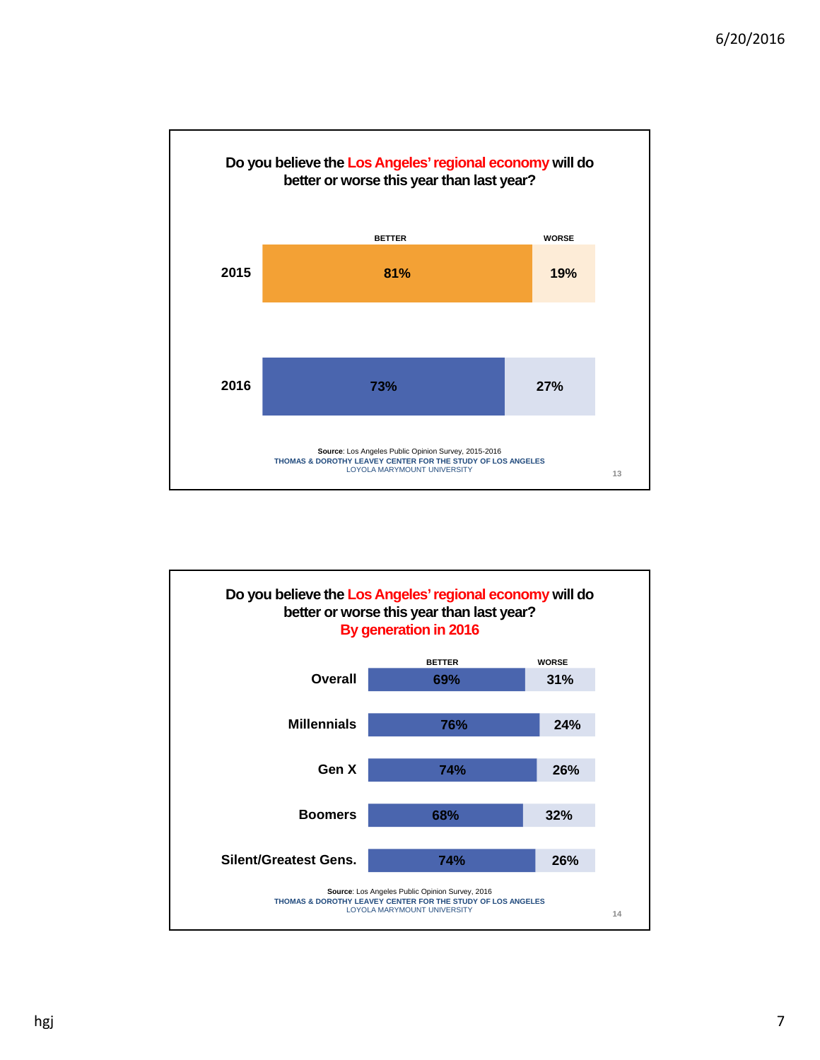## Do you believe the Los Angeles' regional economy will do better or worse this year than last year?

| | BETTER | WORSE |
|---|---|---|
| 2015 | 81% | 19% |
| 2016 | 73% | 27% |

**Source**: Los Angeles Public Opinion Survey, 2015-2016
THOMAS & DOROTHY LEAVEY CENTER FOR THE STUDY OF LOS ANGELES
LOYOLA MARYMOUNT UNIVERSITY

## Do you believe the Los Angeles' regional economy will do better or worse this year than last year? By generation in 2016

| | BETTER | WORSE |
|---|---|---|
| Overall | 69% | 31% |
| Millennials | 76% | 24% |
| Gen X | 74% | 26% |
| Boomers | 68% | 32% |
| Silent/Greatest Gens. | 74% | 26% |

**Source**: Los Angeles Public Opinion Survey, 2016
THOMAS & DOROTHY LEAVEY CENTER FOR THE STUDY OF LOS ANGELES
LOYOLA MARYMOUNT UNIVERSITY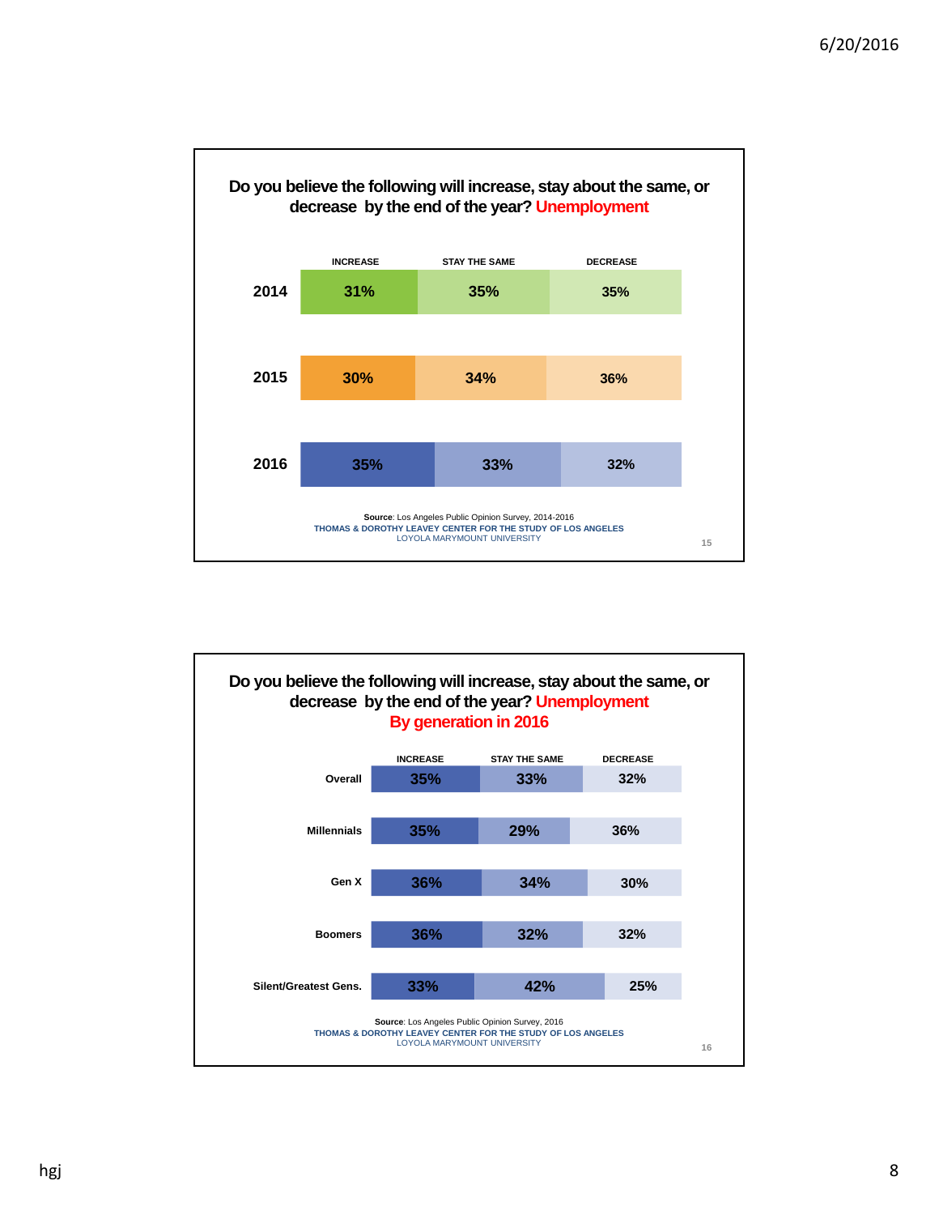## Do you believe the following will increase, stay about the same, or decrease by the end of the year? Unemployment

| | INCREASE | STAY THE SAME | DECREASE |
|---|---|---|---|
| 2014 | 31% | 35% | 35% |
| 2015 | 30% | 34% | 36% |
| 2016 | 35% | 33% | 32% |

**Source**: Los Angeles Public Opinion Survey, 2014-2016
THOMAS & DOROTHY LEAVEY CENTER FOR THE STUDY OF LOS ANGELES
LOYOLA MARYMOUNT UNIVERSITY

## Do you believe the following will increase, stay about the same, or decrease by the end of the year? Unemployment By generation in 2016

| | INCREASE | STAY THE SAME | DECREASE |
|---|---|---|---|
| Overall | 35% | 33% | 32% |
| Millennials | 35% | 29% | 36% |
| Gen X | 36% | 34% | 30% |
| Boomers | 36% | 32% | 32% |
| Silent/Greatest Gens. | 33% | 42% | 25% |

**Source**: Los Angeles Public Opinion Survey, 2016
THOMAS & DOROTHY LEAVEY CENTER FOR THE STUDY OF LOS ANGELES
LOYOLA MARYMOUNT UNIVERSITY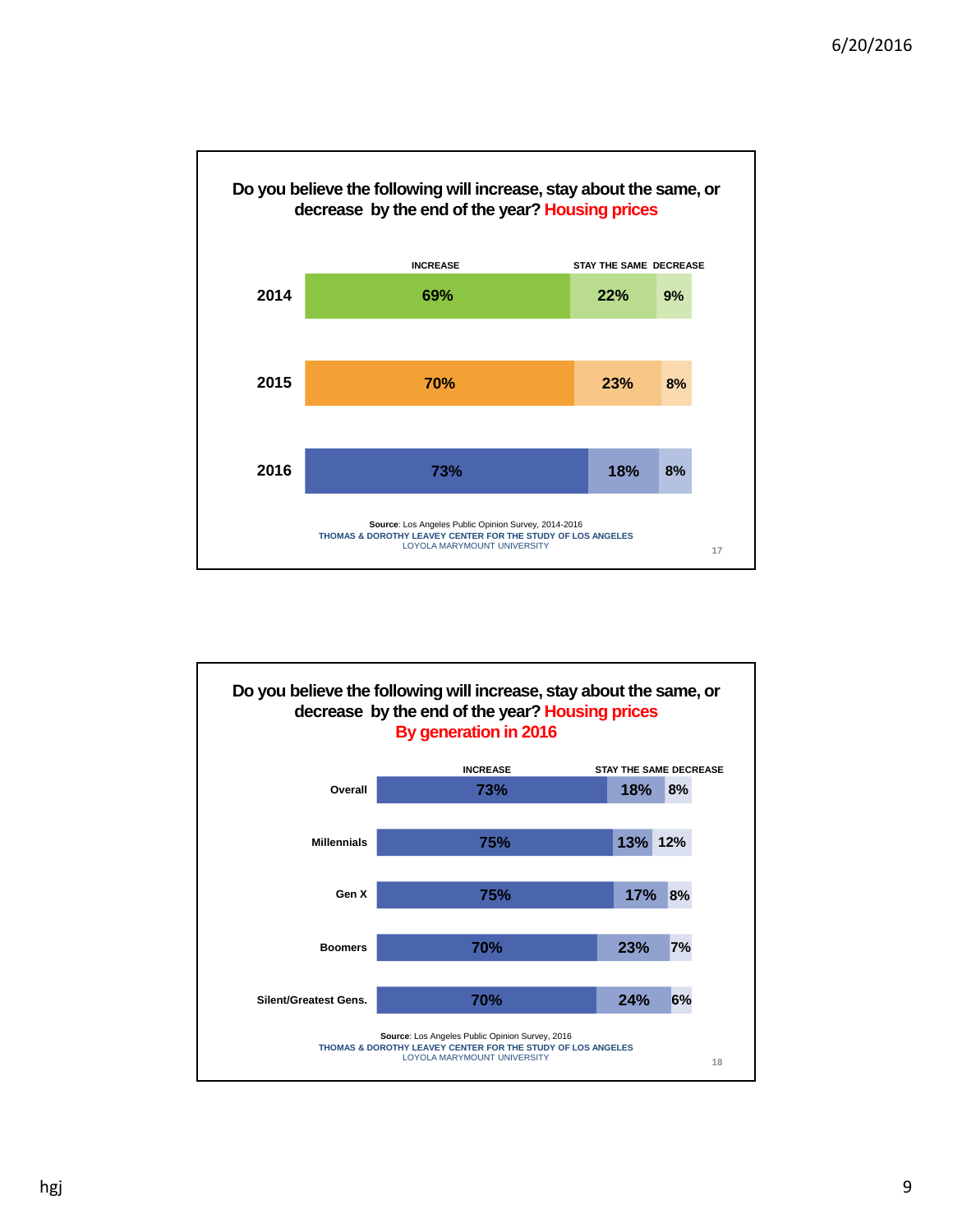## Do you believe the following will increase, stay about the same, or decrease by the end of the year? Housing prices

| | INCREASE | STAY THE SAME | DECREASE |
|---|---|---|---|
| 2014 | 69% | 22% | 9% |
| 2015 | 70% | 23% | 8% |
| 2016 | 73% | 18% | 8% |

**Source**: Los Angeles Public Opinion Survey, 2014-2016
THOMAS & DOROTHY LEAVEY CENTER FOR THE STUDY OF LOS ANGELES
LOYOLA MARYMOUNT UNIVERSITY

## Do you believe the following will increase, stay about the same, or decrease by the end of the year? Housing prices By generation in 2016

| | INCREASE | STAY THE SAME | DECREASE |
|---|---|---|---|
| Overall | 73% | 18% | 8% |
| Millennials | 75% | 13% | 12% |
| Gen X | 75% | 17% | 8% |
| Boomers | 70% | 23% | 7% |
| Silent/Greatest Gens. | 70% | 24% | 6% |

**Source**: Los Angeles Public Opinion Survey, 2016
THOMAS & DOROTHY LEAVEY CENTER FOR THE STUDY OF LOS ANGELES
LOYOLA MARYMOUNT UNIVERSITY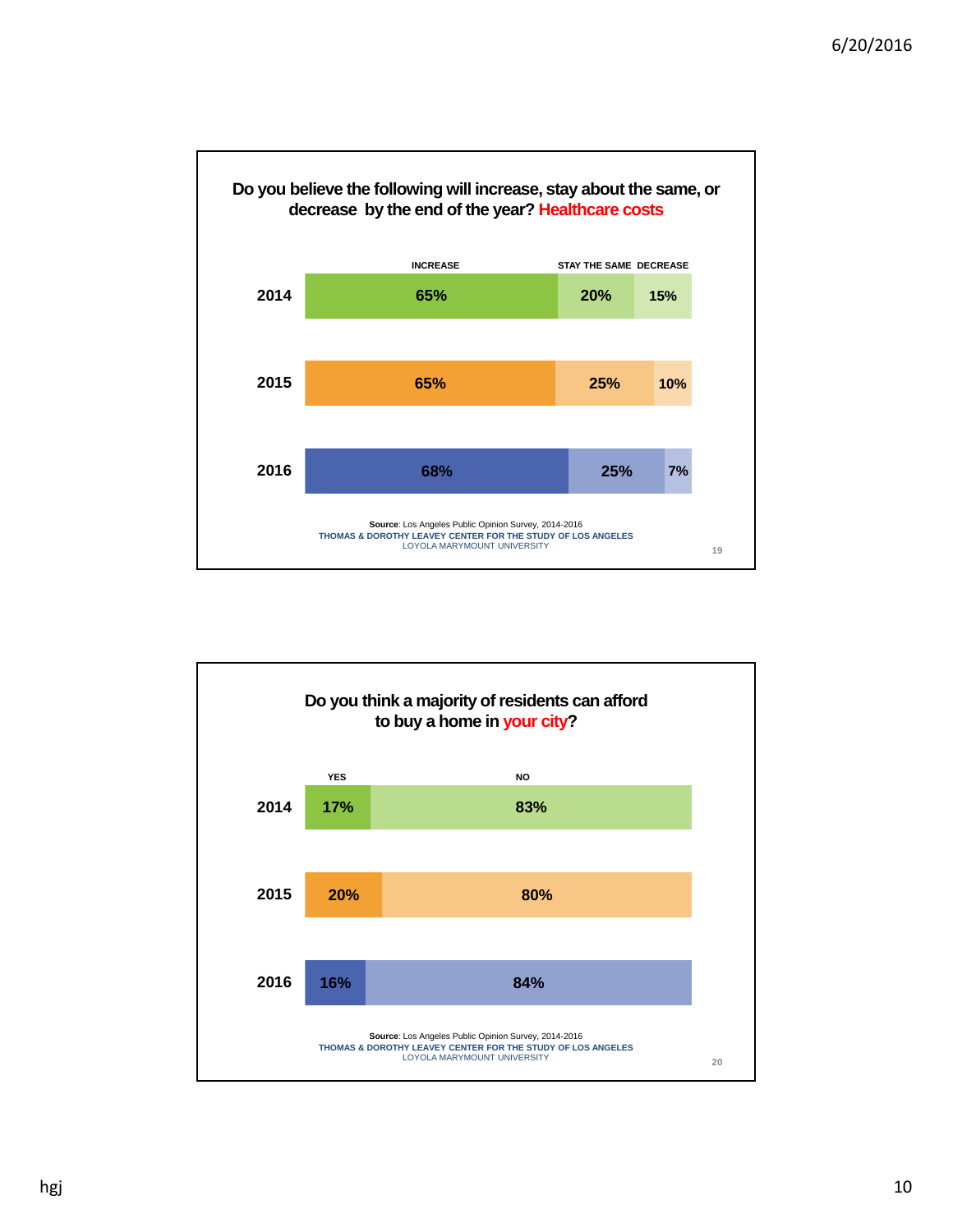## Do you believe the following will increase, stay about the same, or decrease by the end of the year? Healthcare costs

| | INCREASE | STAY THE SAME | DECREASE |
|---|---|---|---|
| 2014 | 65% | 20% | 15% |
| 2015 | 65% | 25% | 10% |
| 2016 | 68% | 25% | 7% |

**Source**: Los Angeles Public Opinion Survey, 2014-2016
THOMAS & DOROTHY LEAVEY CENTER FOR THE STUDY OF LOS ANGELES
LOYOLA MARYMOUNT UNIVERSITY

## Do you think a majority of residents can afford to buy a home in your city?

| | YES | NO |
|---|---|---|
| 2014 | 17% | 83% |
| 2015 | 20% | 80% |
| 2016 | 16% | 84% |

**Source**: Los Angeles Public Opinion Survey, 2014-2016
THOMAS & DOROTHY LEAVEY CENTER FOR THE STUDY OF LOS ANGELES
LOYOLA MARYMOUNT UNIVERSITY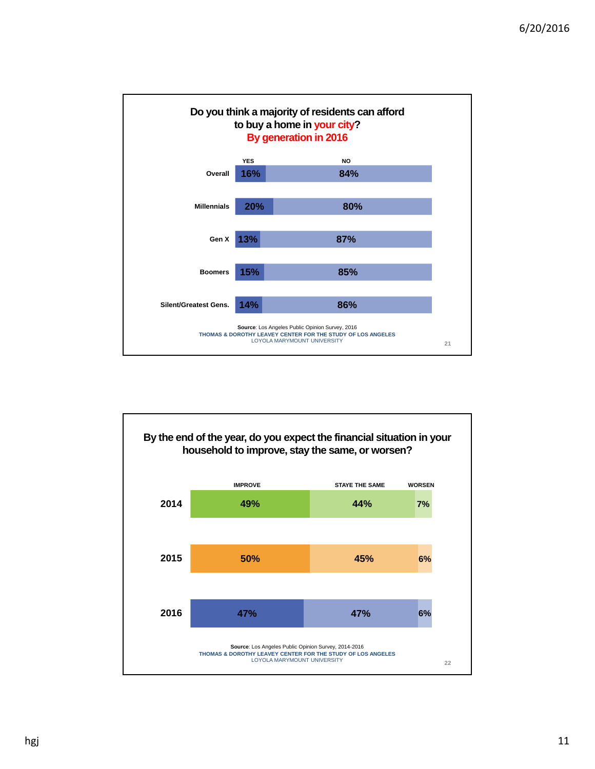## Do you think a majority of residents can afford to buy a home in your city? By generation in 2016

| | YES | NO |
|---|---|---|
| Overall | 16% | 84% |
| Millennials | 20% | 80% |
| Gen X | 13% | 87% |
| Boomers | 15% | 85% |
| Silent/Greatest Gens. | 14% | 86% |

**Source**: Los Angeles Public Opinion Survey, 2016
THOMAS & DOROTHY LEAVEY CENTER FOR THE STUDY OF LOS ANGELES
LOYOLA MARYMOUNT UNIVERSITY

## By the end of the year, do you expect the financial situation in your household to improve, stay the same, or worsen?

| | IMPROVE | STAYE THE SAME | WORSEN |
|---|---|---|---|
| 2014 | 49% | 44% | 7% |
| 2015 | 50% | 45% | 6% |
| 2016 | 47% | 47% | 6% |

**Source**: Los Angeles Public Opinion Survey, 2014-2016
THOMAS & DOROTHY LEAVEY CENTER FOR THE STUDY OF LOS ANGELES
LOYOLA MARYMOUNT UNIVERSITY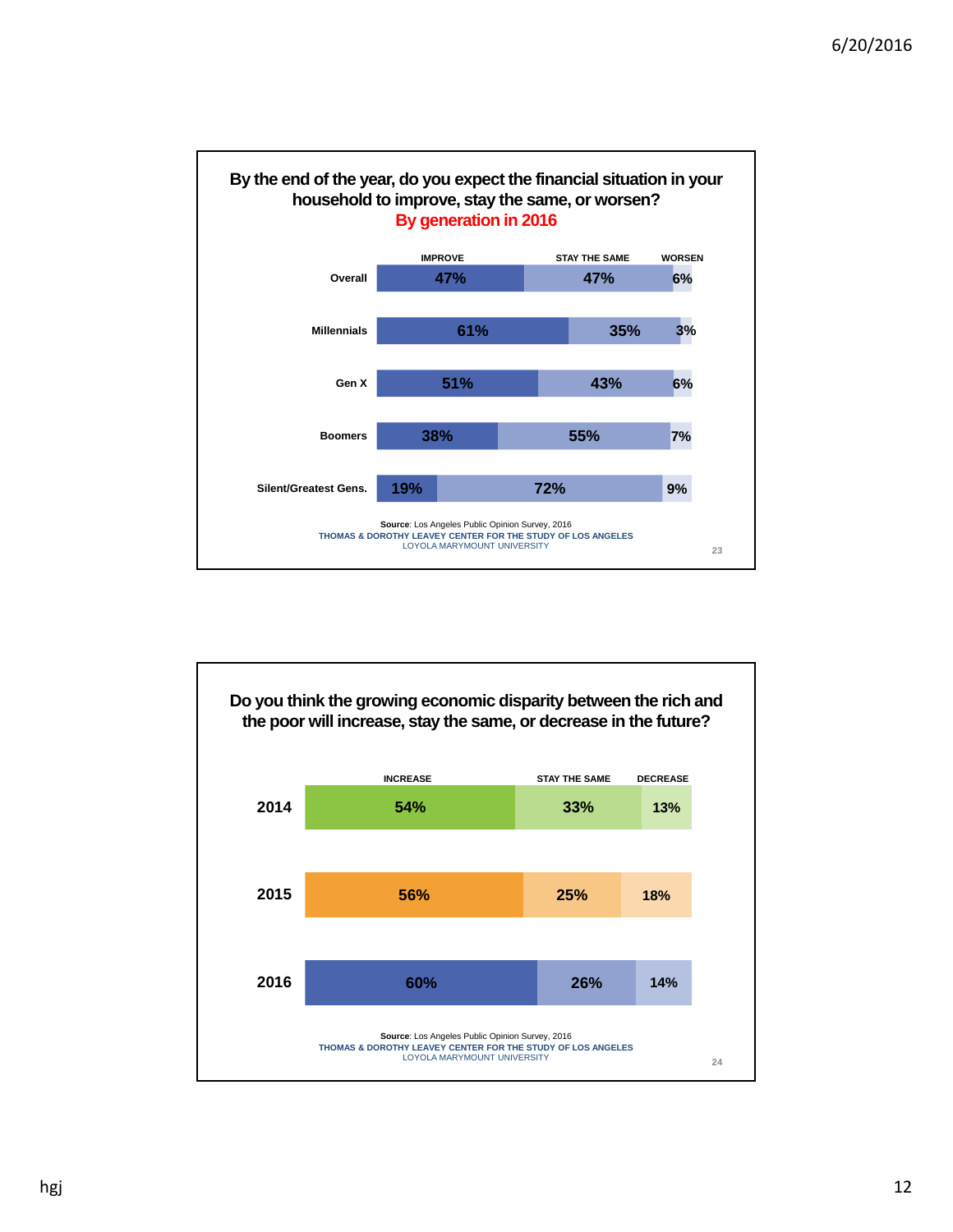## By the end of the year, do you expect the financial situation in your household to improve, stay the same, or worsen?

**By generation in 2016**

| | IMPROVE | STAY THE SAME | WORSEN |
|---|---|---|---|
| Overall | 47% | 47% | 6% |
| Millennials | 61% | 35% | 3% |
| Gen X | 51% | 43% | 6% |
| Boomers | 38% | 55% | 7% |
| Silent/Greatest Gens. | 19% | 72% | 9% |

**Source**: Los Angeles Public Opinion Survey, 2016
THOMAS & DOROTHY LEAVEY CENTER FOR THE STUDY OF LOS ANGELES
LOYOLA MARYMOUNT UNIVERSITY

23

## Do you think the growing economic disparity between the rich and the poor will increase, stay the same, or decrease in the future?

| | INCREASE | STAY THE SAME | DECREASE |
|---|---|---|---|
| 2014 | 54% | 33% | 13% |
| 2015 | 56% | 25% | 18% |
| 2016 | 60% | 26% | 14% |

**Source**: Los Angeles Public Opinion Survey, 2016
THOMAS & DOROTHY LEAVEY CENTER FOR THE STUDY OF LOS ANGELES
LOYOLA MARYMOUNT UNIVERSITY

24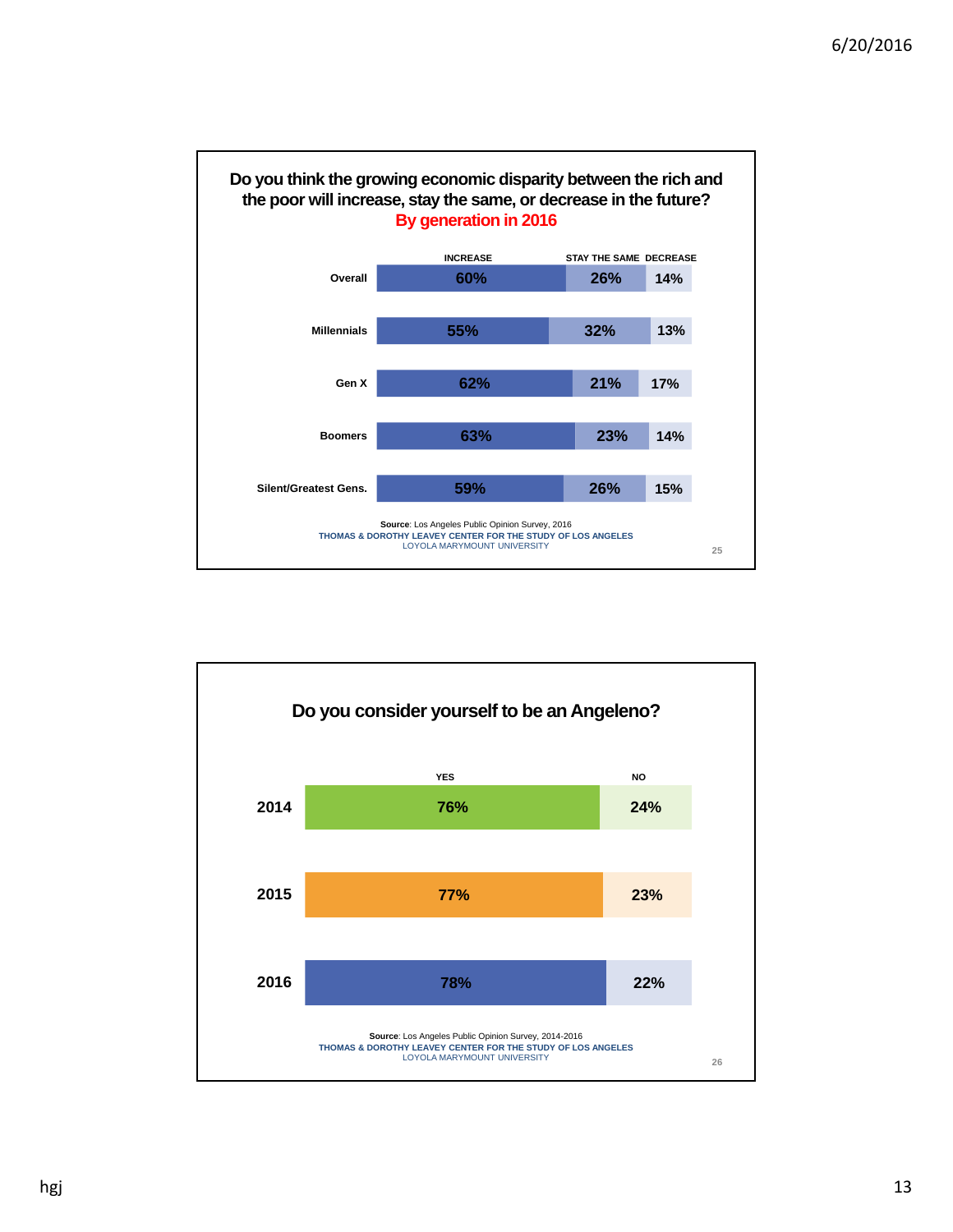## Do you think the growing economic disparity between the rich and the poor will increase, stay the same, or decrease in the future? By generation in 2016

| | INCREASE | STAY THE SAME | DECREASE |
|---|---|---|---|
| Overall | 60% | 26% | 14% |
| Millennials | 55% | 32% | 13% |
| Gen X | 62% | 21% | 17% |
| Boomers | 63% | 23% | 14% |
| Silent/Greatest Gens. | 59% | 26% | 15% |

**Source**: Los Angeles Public Opinion Survey, 2016
THOMAS & DOROTHY LEAVEY CENTER FOR THE STUDY OF LOS ANGELES
LOYOLA MARYMOUNT UNIVERSITY

## Do you consider yourself to be an Angeleno?

| | YES | NO |
|---|---|---|
| 2014 | 76% | 24% |
| 2015 | 77% | 23% |
| 2016 | 78% | 22% |

**Source**: Los Angeles Public Opinion Survey, 2014-2016
THOMAS & DOROTHY LEAVEY CENTER FOR THE STUDY OF LOS ANGELES
LOYOLA MARYMOUNT UNIVERSITY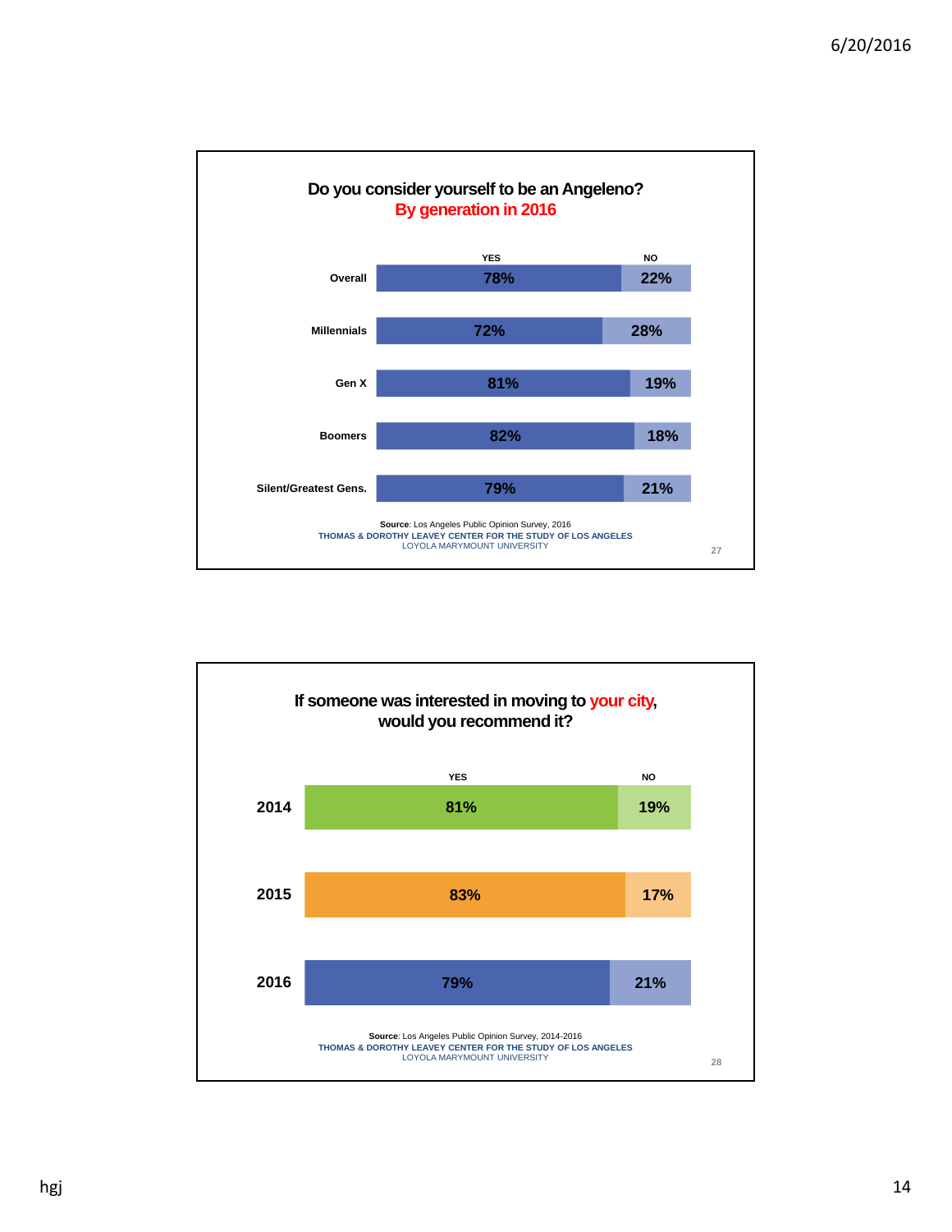## Do you consider yourself to be an Angeleno?
### By generation in 2016

| | YES | NO |
|---|---|---|
| Overall | 78% | 22% |
| Millennials | 72% | 28% |
| Gen X | 81% | 19% |
| Boomers | 82% | 18% |
| Silent/Greatest Gens. | 79% | 21% |

**Source**: Los Angeles Public Opinion Survey, 2016
THOMAS & DOROTHY LEAVEY CENTER FOR THE STUDY OF LOS ANGELES
LOYOLA MARYMOUNT UNIVERSITY

27

## If someone was interested in moving to your city, would you recommend it?

| | YES | NO |
|---|---|---|
| 2014 | 81% | 19% |
| 2015 | 83% | 17% |
| 2016 | 79% | 21% |

**Source**: Los Angeles Public Opinion Survey, 2014-2016
THOMAS & DOROTHY LEAVEY CENTER FOR THE STUDY OF LOS ANGELES
LOYOLA MARYMOUNT UNIVERSITY

28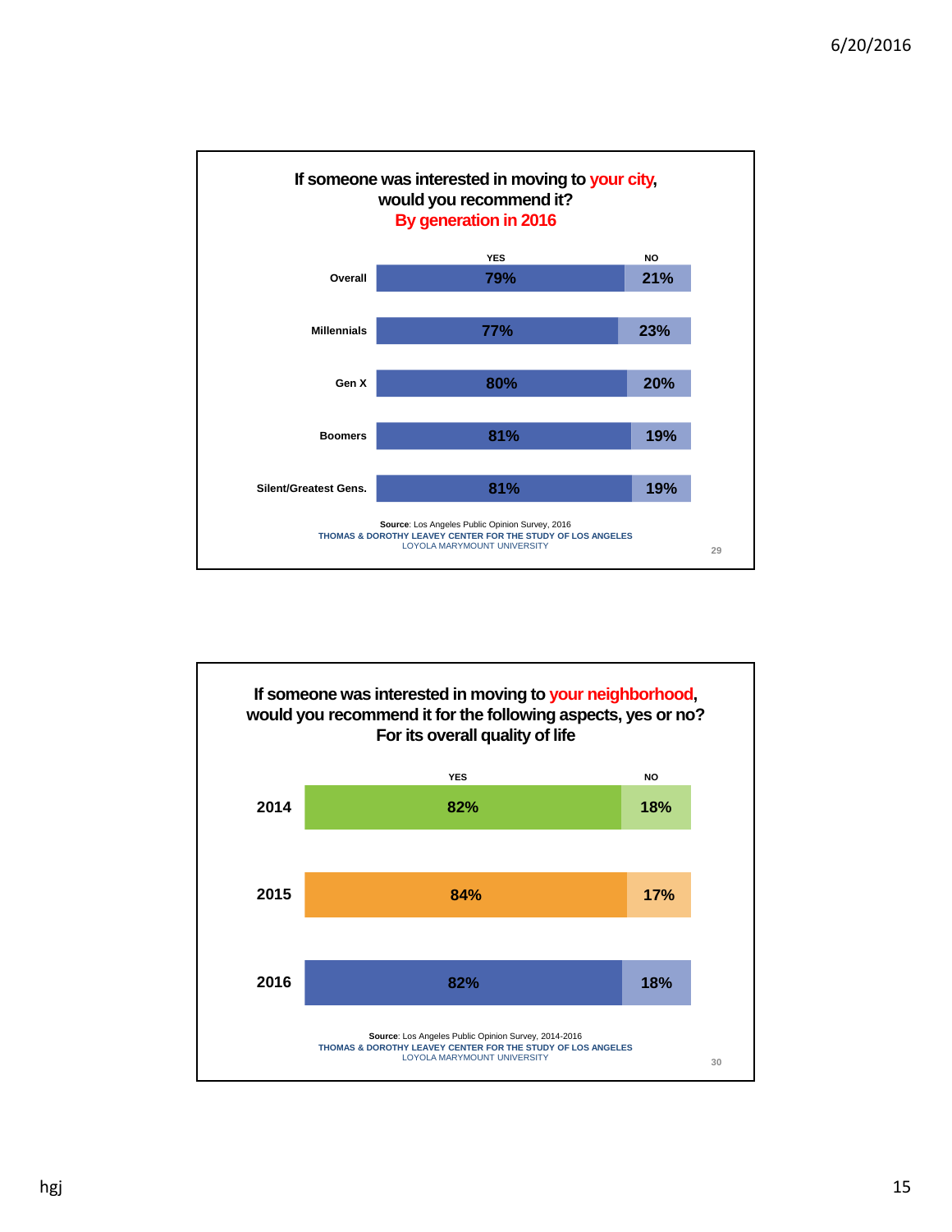## If someone was interested in moving to your city, would you recommend it? By generation in 2016

| | YES | NO |
|---|---|---|
| Overall | 79% | 21% |
| Millennials | 77% | 23% |
| Gen X | 80% | 20% |
| Boomers | 81% | 19% |
| Silent/Greatest Gens. | 81% | 19% |

**Source**: Los Angeles Public Opinion Survey, 2016
THOMAS & DOROTHY LEAVEY CENTER FOR THE STUDY OF LOS ANGELES
LOYOLA MARYMOUNT UNIVERSITY

29

## If someone was interested in moving to your neighborhood, would you recommend it for the following aspects, yes or no? For its overall quality of life

| | YES | NO |
|---|---|---|
| 2014 | 82% | 18% |
| 2015 | 84% | 17% |
| 2016 | 82% | 18% |

**Source**: Los Angeles Public Opinion Survey, 2014-2016
THOMAS & DOROTHY LEAVEY CENTER FOR THE STUDY OF LOS ANGELES
LOYOLA MARYMOUNT UNIVERSITY

30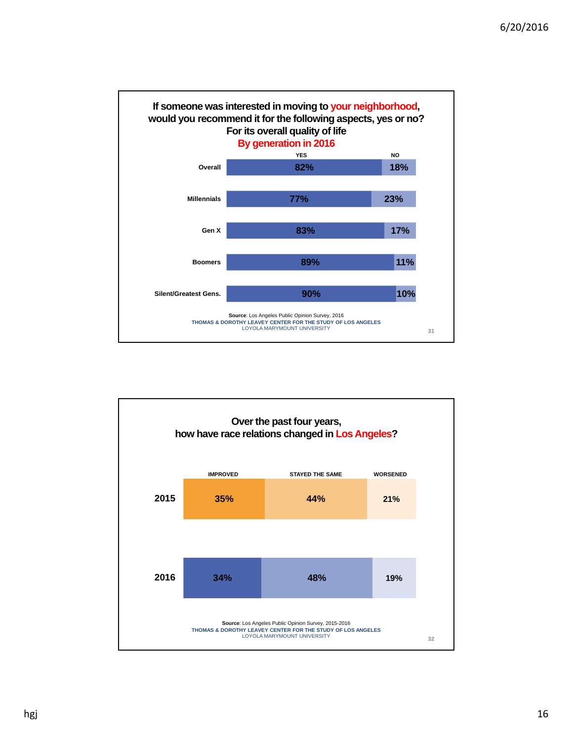## If someone was interested in moving to your neighborhood, would you recommend it for the following aspects, yes or no? For its overall quality of life

### By generation in 2016

| | YES | NO |
|---|---|---|
| Overall | 82% | 18% |
| Millennials | 77% | 23% |
| Gen X | 83% | 17% |
| Boomers | 89% | 11% |
| Silent/Greatest Gens. | 90% | 10% |

**Source**: Los Angeles Public Opinion Survey, 2016
THOMAS & DOROTHY LEAVEY CENTER FOR THE STUDY OF LOS ANGELES
LOYOLA MARYMOUNT UNIVERSITY

## Over the past four years, how have race relations changed in Los Angeles?

| | IMPROVED | STAYED THE SAME | WORSENED |
|---|---|---|---|
| 2015 | 35% | 44% | 21% |
| 2016 | 34% | 48% | 19% |

**Source**: Los Angeles Public Opinion Survey, 2015-2016
THOMAS & DOROTHY LEAVEY CENTER FOR THE STUDY OF LOS ANGELES
LOYOLA MARYMOUNT UNIVERSITY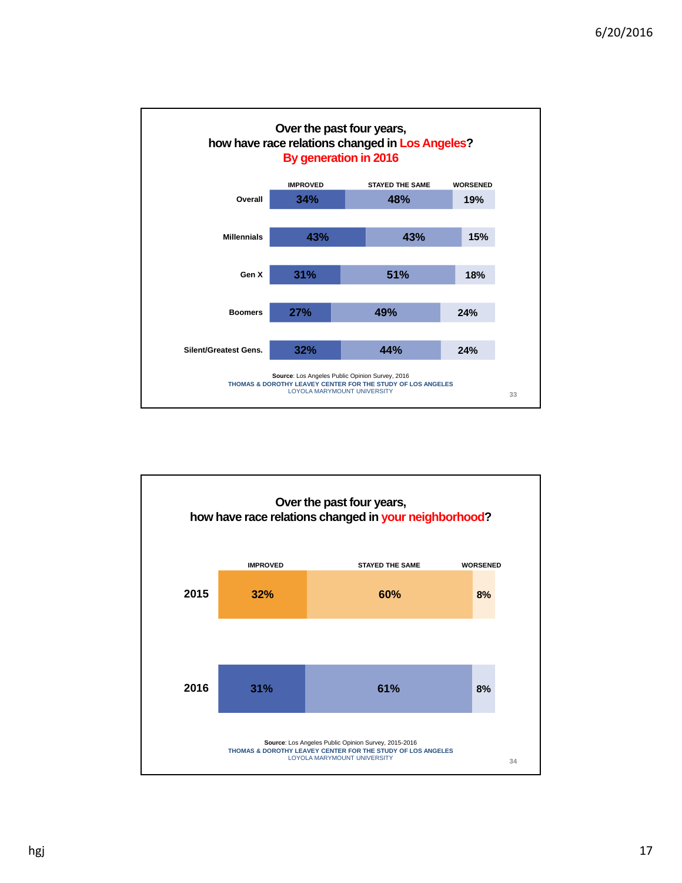## Over the past four years, how have race relations changed in Los Angeles? By generation in 2016

| | IMPROVED | STAYED THE SAME | WORSENED |
|---|---|---|---|
| Overall | 34% | 48% | 19% |
| Millennials | 43% | 43% | 15% |
| Gen X | 31% | 51% | 18% |
| Boomers | 27% | 49% | 24% |
| Silent/Greatest Gens. | 32% | 44% | 24% |

**Source**: Los Angeles Public Opinion Survey, 2016
THOMAS & DOROTHY LEAVEY CENTER FOR THE STUDY OF LOS ANGELES
LOYOLA MARYMOUNT UNIVERSITY

## Over the past four years, how have race relations changed in your neighborhood?

| | IMPROVED | STAYED THE SAME | WORSENED |
|---|---|---|---|
| 2015 | 32% | 60% | 8% |
| 2016 | 31% | 61% | 8% |

**Source**: Los Angeles Public Opinion Survey, 2015-2016
THOMAS & DOROTHY LEAVEY CENTER FOR THE STUDY OF LOS ANGELES
LOYOLA MARYMOUNT UNIVERSITY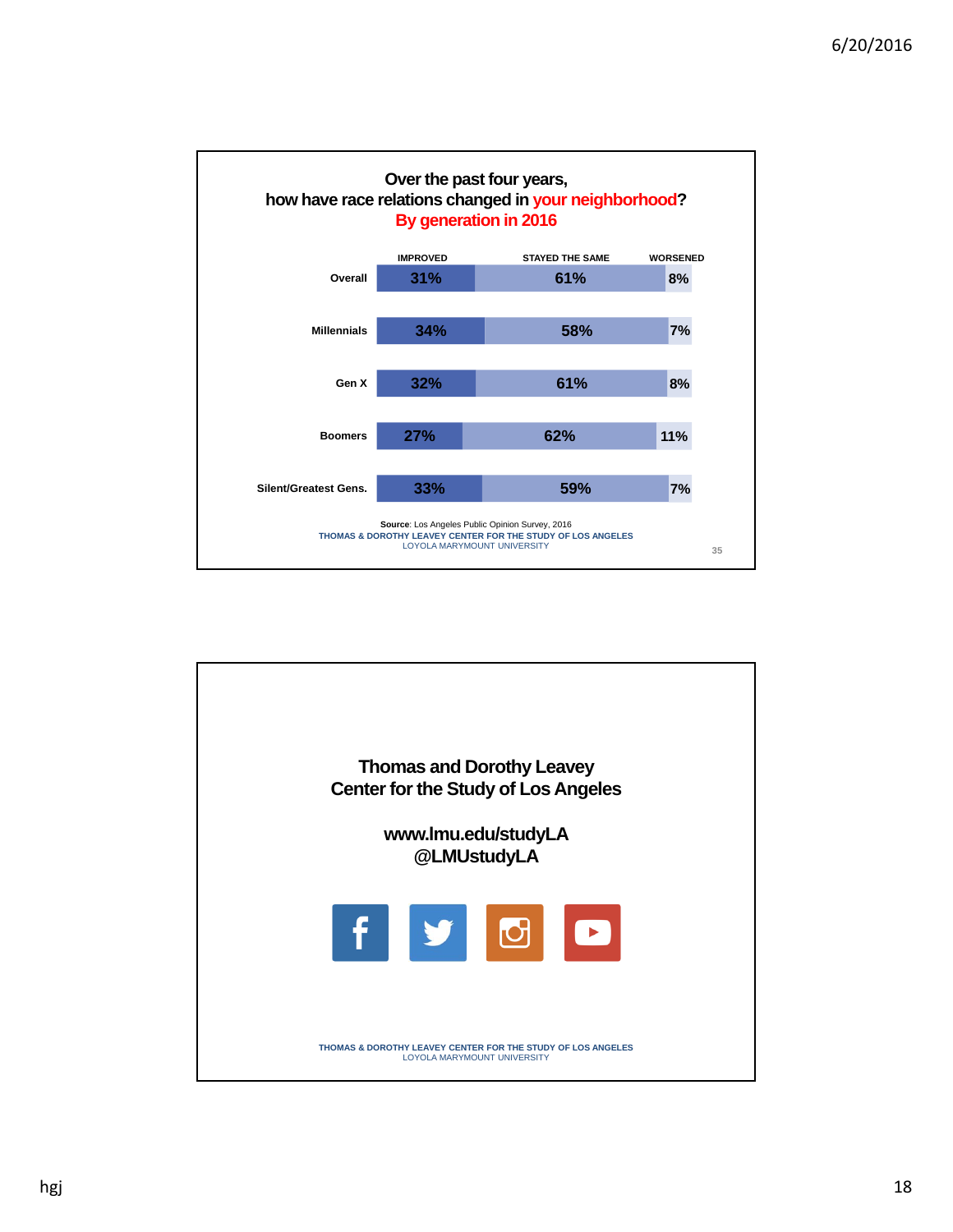## Over the past four years, how have race relations changed in your neighborhood? By generation in 2016

IMPROVED
STAYED THE SAME
WORSENED

Overall 31% 61% 8%

Millennials 34% 58% 7%

Gen X 32% 61% 8%

Boomers 27% 62% 11%

Silent/Greatest Gens. 33% 59% 7%

**Source**: Los Angeles Public Opinion Survey, 2016

THOMAS & DOROTHY LEAVEY CENTER FOR THE STUDY OF LOS ANGELES
LOYOLA MARYMOUNT UNIVERSITY

35

## Thomas and Dorothy Leavey Center for the Study of Los Angeles

**www.lmu.edu/studyLA**
**@LMUstudyLA**

THOMAS & DOROTHY LEAVEY CENTER FOR THE STUDY OF LOS ANGELES
LOYOLA MARYMOUNT UNIVERSITY

hgj